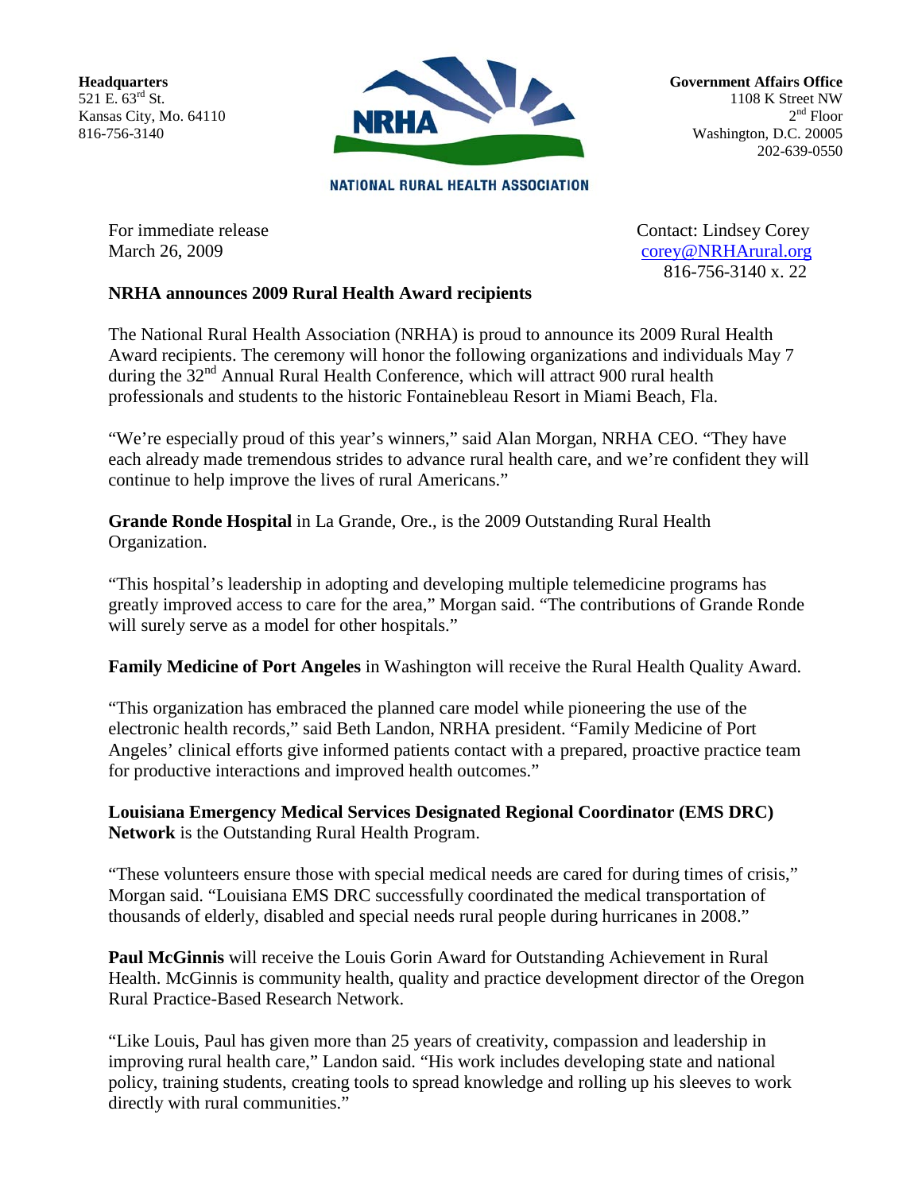**Headquarters**
521 E. 63rd St.
Kansas City, Mo. 64110
816-756-3140

NRHA

NATIONAL RURAL HEALTH ASSOCIATION

**Government Affairs Office**
1108 K Street NW
2nd Floor
Washington, D.C. 20005
202-639-0550

For immediate release
March 26, 2009

Contact: Lindsey Corey
corey@NRHArural.org
816-756-3140 x. 22

**NRHA announces 2009 Rural Health Award recipients**

The National Rural Health Association (NRHA) is proud to announce its 2009 Rural Health Award recipients. The ceremony will honor the following organizations and individuals May 7 during the 32nd Annual Rural Health Conference, which will attract 900 rural health professionals and students to the historic Fontainebleau Resort in Miami Beach, Fla.

"We're especially proud of this year's winners," said Alan Morgan, NRHA CEO. "They have each already made tremendous strides to advance rural health care, and we're confident they will continue to help improve the lives of rural Americans."

**Grande Ronde Hospital** in La Grande, Ore., is the 2009 Outstanding Rural Health Organization.

"This hospital's leadership in adopting and developing multiple telemedicine programs has greatly improved access to care for the area," Morgan said. "The contributions of Grande Ronde will surely serve as a model for other hospitals."

**Family Medicine of Port Angeles** in Washington will receive the Rural Health Quality Award.

"This organization has embraced the planned care model while pioneering the use of the electronic health records," said Beth Landon, NRHA president. "Family Medicine of Port Angeles' clinical efforts give informed patients contact with a prepared, proactive practice team for productive interactions and improved health outcomes."

**Louisiana Emergency Medical Services Designated Regional Coordinator (EMS DRC) Network** is the Outstanding Rural Health Program.

"These volunteers ensure those with special medical needs are cared for during times of crisis," Morgan said. "Louisiana EMS DRC successfully coordinated the medical transportation of thousands of elderly, disabled and special needs rural people during hurricanes in 2008."

**Paul McGinnis** will receive the Louis Gorin Award for Outstanding Achievement in Rural Health. McGinnis is community health, quality and practice development director of the Oregon Rural Practice-Based Research Network.

"Like Louis, Paul has given more than 25 years of creativity, compassion and leadership in improving rural health care," Landon said. "His work includes developing state and national policy, training students, creating tools to spread knowledge and rolling up his sleeves to work directly with rural communities."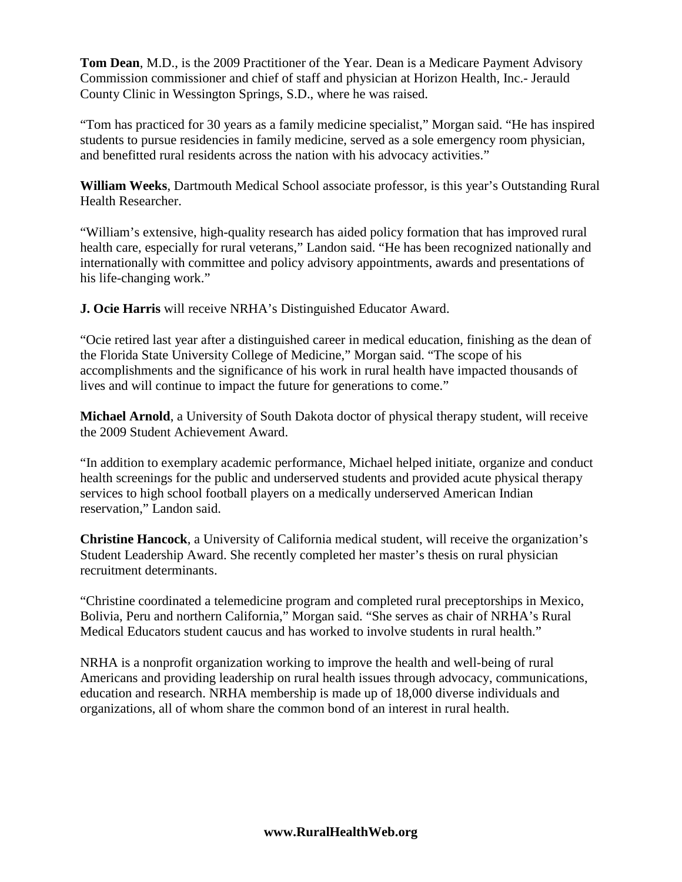**Tom Dean**, M.D., is the 2009 Practitioner of the Year. Dean is a Medicare Payment Advisory Commission commissioner and chief of staff and physician at Horizon Health, Inc.- Jerauld County Clinic in Wessington Springs, S.D., where he was raised.

"Tom has practiced for 30 years as a family medicine specialist," Morgan said. "He has inspired students to pursue residencies in family medicine, served as a sole emergency room physician, and benefitted rural residents across the nation with his advocacy activities."

**William Weeks**, Dartmouth Medical School associate professor, is this year's Outstanding Rural Health Researcher.

"William's extensive, high-quality research has aided policy formation that has improved rural health care, especially for rural veterans," Landon said. "He has been recognized nationally and internationally with committee and policy advisory appointments, awards and presentations of his life-changing work."

**J. Ocie Harris** will receive NRHA's Distinguished Educator Award.

"Ocie retired last year after a distinguished career in medical education, finishing as the dean of the Florida State University College of Medicine," Morgan said. "The scope of his accomplishments and the significance of his work in rural health have impacted thousands of lives and will continue to impact the future for generations to come."

**Michael Arnold**, a University of South Dakota doctor of physical therapy student, will receive the 2009 Student Achievement Award.

"In addition to exemplary academic performance, Michael helped initiate, organize and conduct health screenings for the public and underserved students and provided acute physical therapy services to high school football players on a medically underserved American Indian reservation," Landon said.

**Christine Hancock**, a University of California medical student, will receive the organization's Student Leadership Award. She recently completed her master's thesis on rural physician recruitment determinants.

"Christine coordinated a telemedicine program and completed rural preceptorships in Mexico, Bolivia, Peru and northern California," Morgan said. "She serves as chair of NRHA's Rural Medical Educators student caucus and has worked to involve students in rural health."

NRHA is a nonprofit organization working to improve the health and well-being of rural Americans and providing leadership on rural health issues through advocacy, communications, education and research. NRHA membership is made up of 18,000 diverse individuals and organizations, all of whom share the common bond of an interest in rural health.

**www.RuralHealthWeb.org**